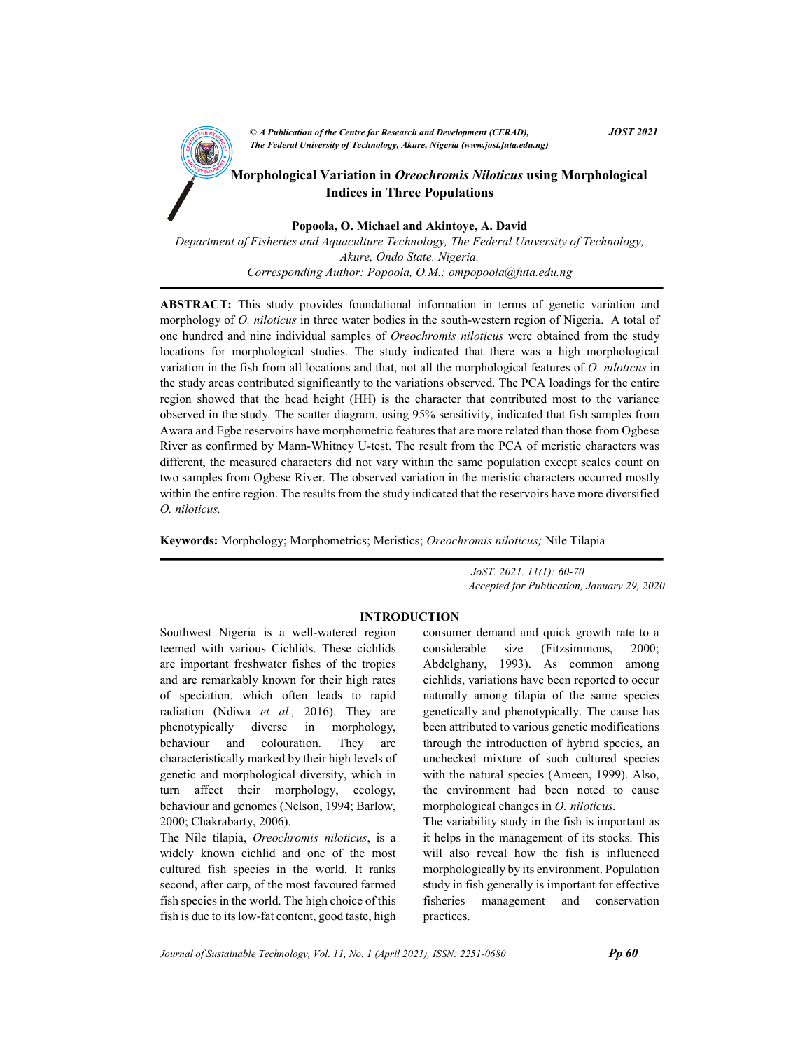# Morphological Variation in *Oreochromis Niloticus* using Morphological Indices in Three Populations

**Popoola, O. Michael and Akintoye, A. David**

*Department of Fisheries and Aquaculture Technology, The Federal University of Technology, Akure, Ondo State. Nigeria.*
*Corresponding Author: Popoola, O.M.: ompopoola@futa.edu.ng*

**ABSTRACT:** This study provides foundational information in terms of genetic variation and morphology of *O. niloticus* in three water bodies in the south-western region of Nigeria. A total of one hundred and nine individual samples of *Oreochromis niloticus* were obtained from the study locations for morphological studies. The study indicated that there was a high morphological variation in the fish from all locations and that, not all the morphological features of *O. niloticus* in the study areas contributed significantly to the variations observed. The PCA loadings for the entire region showed that the head height (HH) is the character that contributed most to the variance observed in the study. The scatter diagram, using 95% sensitivity, indicated that fish samples from Awara and Egbe reservoirs have morphometric features that are more related than those from Ogbese River as confirmed by Mann-Whitney U-test. The result from the PCA of meristic characters was different, the measured characters did not vary within the same population except scales count on two samples from Ogbese River. The observed variation in the meristic characters occurred mostly within the entire region. The results from the study indicated that the reservoirs have more diversified *O. niloticus.*

**Keywords:** Morphology; Morphometrics; Meristics; *Oreochromis niloticus;* Nile Tilapia

*Accepted for Publication, January 29, 2020*

## INTRODUCTION

Southwest Nigeria is a well-watered region teemed with various Cichlids. These cichlids are important freshwater fishes of the tropics and are remarkably known for their high rates of speciation, which often leads to rapid radiation (Ndiwa *et al.,* 2016). They are phenotypically diverse in morphology, behaviour and colouration. They are characteristically marked by their high levels of genetic and morphological diversity, which in turn affect their morphology, ecology, behaviour and genomes (Nelson, 1994; Barlow, 2000; Chakrabarty, 2006).

The Nile tilapia, *Oreochromis niloticus*, is a widely known cichlid and one of the most cultured fish species in the world. It ranks second, after carp, of the most favoured farmed fish species in the world. The high choice of this fish is due to its low-fat content, good taste, high consumer demand and quick growth rate to a considerable size (Fitzsimmons, 2000; Abdelghany, 1993). As common among cichlids, variations have been reported to occur naturally among tilapia of the same species genetically and phenotypically. The cause has been attributed to various genetic modifications through the introduction of hybrid species, an unchecked mixture of such cultured species with the natural species (Ameen, 1999). Also, the environment had been noted to cause morphological changes in *O. niloticus.*

The variability study in the fish is important as it helps in the management of its stocks. This will also reveal how the fish is influenced morphologically by its environment. Population study in fish generally is important for effective fisheries management and conservation practices.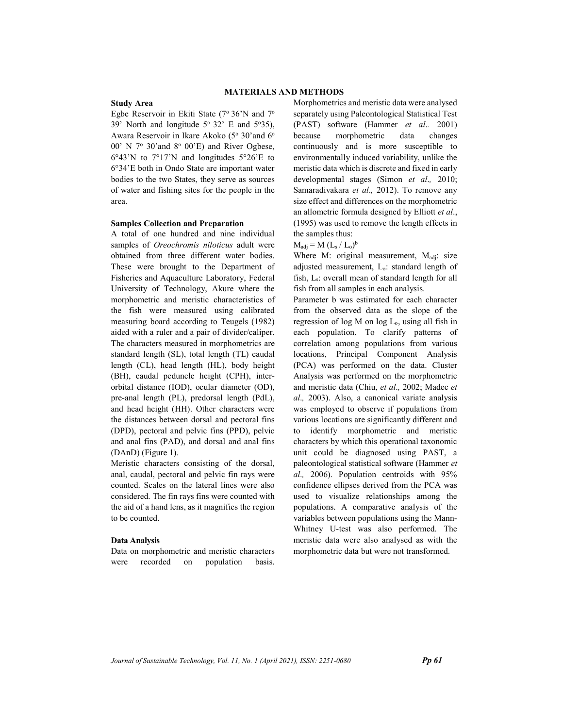## MATERIALS AND METHODS

### Study Area

Egbe Reservoir in Ekiti State (7° 36'N and 7° 39' North and longitude 5° 32' E and 5°35), Awara Reservoir in Ikare Akoko (5° 30'and 6° 00' N 7° 30'and 8° 00'E) and River Ogbese, 6°43'N to 7°17'N and longitudes 5°26'E to 6°34'E both in Ondo State are important water bodies to the two States, they serve as sources of water and fishing sites for the people in the area.

### Samples Collection and Preparation

A total of one hundred and nine individual samples of *Oreochromis niloticus* adult were obtained from three different water bodies. These were brought to the Department of Fisheries and Aquaculture Laboratory, Federal University of Technology, Akure where the morphometric and meristic characteristics of the fish were measured using calibrated measuring board according to Teugels (1982) aided with a ruler and a pair of divider/caliper. The characters measured in morphometrics are standard length (SL), total length (TL) caudal length (CL), head length (HL), body height (BH), caudal peduncle height (CPH), inter-orbital distance (IOD), ocular diameter (OD), pre-anal length (PL), predorsal length (PdL), and head height (HH). Other characters were the distances between dorsal and pectoral fins (DPD), pectoral and pelvic fins (PPD), pelvic and anal fins (PAD), and dorsal and anal fins (DAnD) (Figure 1).

Meristic characters consisting of the dorsal, anal, caudal, pectoral and pelvic fin rays were counted. Scales on the lateral lines were also considered. The fin rays fins were counted with the aid of a hand lens, as it magnifies the region to be counted.

### Data Analysis

Data on morphometric and meristic characters were recorded on population basis. Morphometrics and meristic data were analysed separately using Paleontological Statistical Test (PAST) software (Hammer *et al*. 2001) because morphometric data changes continuously and is more susceptible to environmentally induced variability, unlike the meristic data which is discrete and fixed in early developmental stages (Simon *et al.,* 2010; Samaradivakara *et al.,* 2012). To remove any size effect and differences on the morphometric an allometric formula designed by Elliott *et al*., (1995) was used to remove the length effects in the samples thus:

$M_{adj} = M (L_s / L_o)^b$

Where M: original measurement, $M_{adj}$: size adjusted measurement, $L_o$: standard length of fish, $L_s$: overall mean of standard length for all fish from all samples in each analysis.

Parameter b was estimated for each character from the observed data as the slope of the regression of log M on log $L_o$, using all fish in each population. To clarify patterns of correlation among populations from various locations, Principal Component Analysis (PCA) was performed on the data. Cluster Analysis was performed on the morphometric and meristic data (Chiu, *et al.,* 2002; Madec *et al.,* 2003). Also, a canonical variate analysis was employed to observe if populations from various locations are significantly different and to identify morphometric and meristic characters by which this operational taxonomic unit could be diagnosed using PAST, a paleontological statistical software (Hammer *et al.,* 2006). Population centroids with 95% confidence ellipses derived from the PCA was used to visualize relationships among the populations. A comparative analysis of the variables between populations using the Mann-Whitney U-test was also performed. The meristic data were also analysed as with the morphometric data but were not transformed.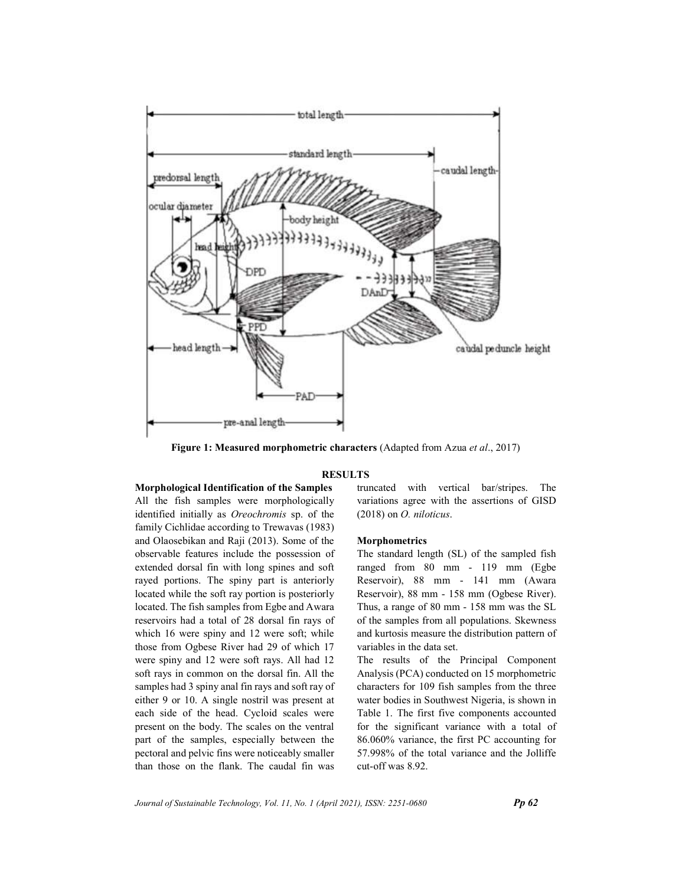**Figure 1: Measured morphometric characters** (Adapted from Azua *et al*., 2017)

## RESULTS

### Morphological Identification of the Samples

All the fish samples were morphologically identified initially as *Oreochromis* sp. of the family Cichlidae according to Trewavas (1983) and Olaosebikan and Raji (2013). Some of the observable features include the possession of extended dorsal fin with long spines and soft rayed portions. The spiny part is anteriorly located while the soft ray portion is posteriorly located. The fish samples from Egbe and Awara reservoirs had a total of 28 dorsal fin rays of which 16 were spiny and 12 were soft; while those from Ogbese River had 29 of which 17 were spiny and 12 were soft rays. All had 12 soft rays in common on the dorsal fin. All the samples had 3 spiny anal fin rays and soft ray of either 9 or 10. A single nostril was present at each side of the head. Cycloid scales were present on the body. The scales on the ventral part of the samples, especially between the pectoral and pelvic fins were noticeably smaller than those on the flank. The caudal fin was truncated with vertical bar/stripes. The variations agree with the assertions of GISD (2018) on *O. niloticus*.

### Morphometrics

The standard length (SL) of the sampled fish ranged from 80 mm - 119 mm (Egbe Reservoir), 88 mm - 141 mm (Awara Reservoir), 88 mm - 158 mm (Ogbese River). Thus, a range of 80 mm - 158 mm was the SL of the samples from all populations. Skewness and kurtosis measure the distribution pattern of variables in the data set.

The results of the Principal Component Analysis (PCA) conducted on 15 morphometric characters for 109 fish samples from the three water bodies in Southwest Nigeria, is shown in Table 1. The first five components accounted for the significant variance with a total of 86.060% variance, the first PC accounting for 57.998% of the total variance and the Jolliffe cut-off was 8.92.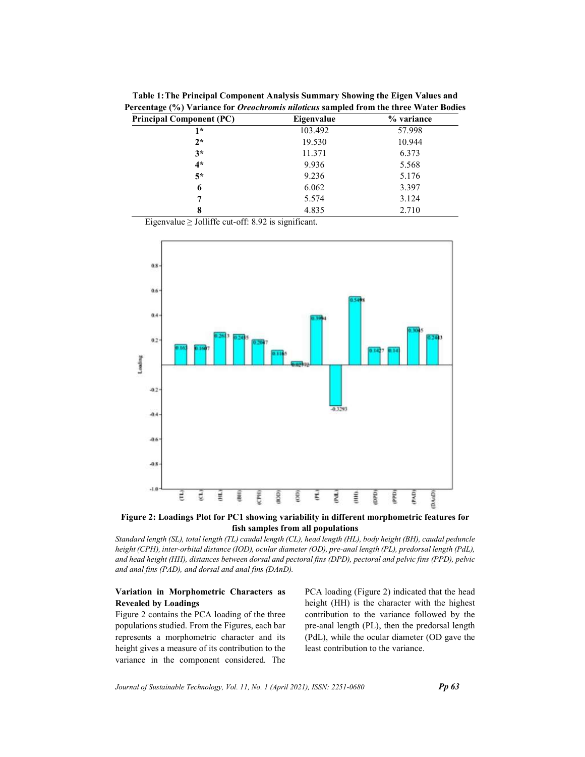**Table 1: The Principal Component Analysis Summary Showing the Eigen Values and Percentage (%) Variance for *Oreochromis niloticus* sampled from the three Water Bodies**

| Principal Component (PC) | Eigenvalue | % variance |
|---|---|---|
| 1* | 103.492 | 57.998 |
| 2* | 19.530 | 10.944 |
| 3* | 11.371 | 6.373 |
| 4* | 9.936 | 5.568 |
| 5* | 9.236 | 5.176 |
| 6 | 6.062 | 3.397 |
| 7 | 5.574 | 3.124 |
| 8 | 4.835 | 2.710 |

Eigenvalue ≥ Jolliffe cut-off: 8.92 is significant.

**Figure 2: Loadings Plot for PC1 showing variability in different morphometric features for fish samples from all populations**

*Standard length (SL), total length (TL) caudal length (CL), head length (HL), body height (BH), caudal peduncle height (CPH), inter-orbital distance (IOD), ocular diameter (OD), pre-anal length (PL), predorsal length (PdL), and head height (HH), distances between dorsal and pectoral fins (DPD), pectoral and pelvic fins (PPD), pelvic and anal fins (PAD), and dorsal and anal fins (DAnD).*

**Variation in Morphometric Characters as Revealed by Loadings**

Figure 2 contains the PCA loading of the three populations studied. From the Figures, each bar represents a morphometric character and its height gives a measure of its contribution to the variance in the component considered. The PCA loading (Figure 2) indicated that the head height (HH) is the character with the highest contribution to the variance followed by the pre-anal length (PL), then the predorsal length (PdL), while the ocular diameter (OD gave the least contribution to the variance.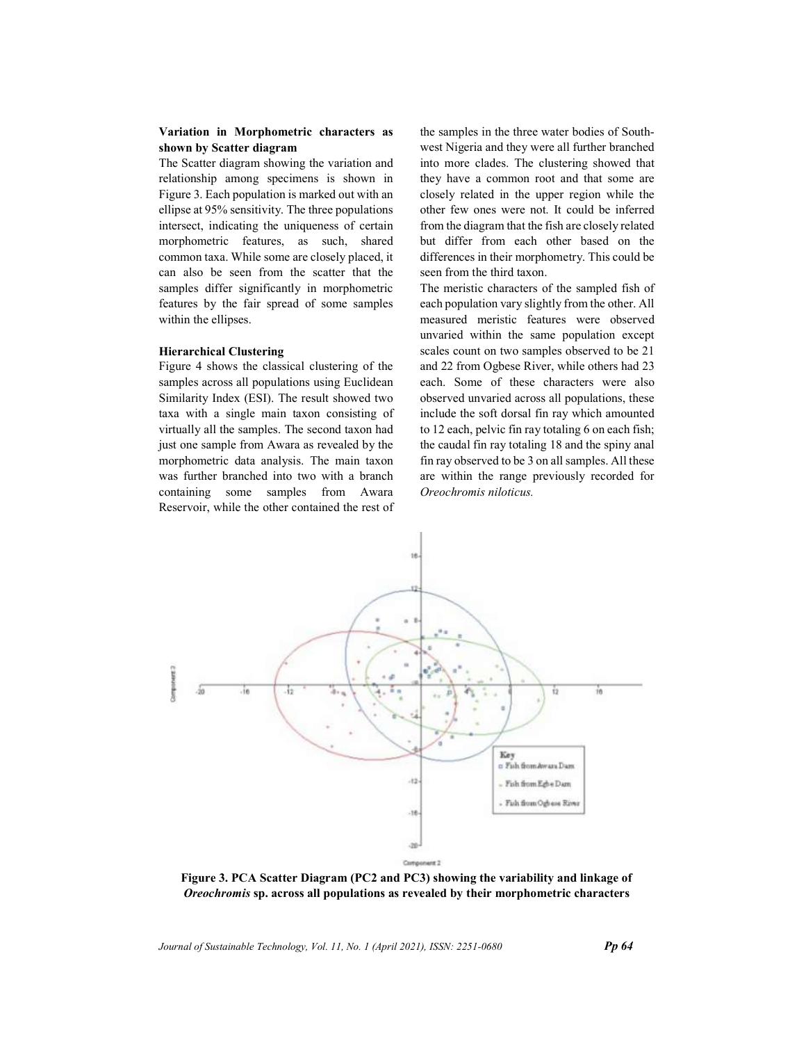**Variation in Morphometric characters as shown by Scatter diagram**

The Scatter diagram showing the variation and relationship among specimens is shown in Figure 3. Each population is marked out with an ellipse at 95% sensitivity. The three populations intersect, indicating the uniqueness of certain morphometric features, as such, shared common taxa. While some are closely placed, it can also be seen from the scatter that the samples differ significantly in morphometric features by the fair spread of some samples within the ellipses.

**Hierarchical Clustering**

Figure 4 shows the classical clustering of the samples across all populations using Euclidean Similarity Index (ESI). The result showed two taxa with a single main taxon consisting of virtually all the samples. The second taxon had just one sample from Awara as revealed by the morphometric data analysis. The main taxon was further branched into two with a branch containing some samples from Awara Reservoir, while the other contained the rest of the samples in the three water bodies of South-west Nigeria and they were all further branched into more clades. The clustering showed that they have a common root and that some are closely related in the upper region while the other few ones were not. It could be inferred from the diagram that the fish are closely related but differ from each other based on the differences in their morphometry. This could be seen from the third taxon.

The meristic characters of the sampled fish of each population vary slightly from the other. All measured meristic features were observed unvaried within the same population except scales count on two samples observed to be 21 and 22 from Ogbese River, while others had 23 each. Some of these characters were also observed unvaried across all populations, these include the soft dorsal fin ray which amounted to 12 each, pelvic fin ray totaling 6 on each fish; the caudal fin ray totaling 18 and the spiny anal fin ray observed to be 3 on all samples. All these are within the range previously recorded for *Oreochromis niloticus.*

**Figure 3. PCA Scatter Diagram (PC2 and PC3) showing the variability and linkage of *Oreochromis* sp. across all populations as revealed by their morphometric characters**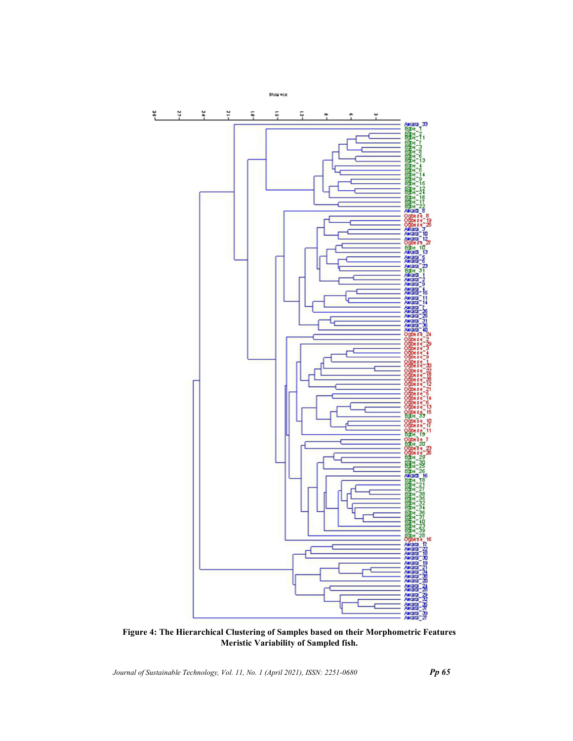**Figure 4: The Hierarchical Clustering of Samples based on their Morphometric Features Meristic Variability of Sampled fish.**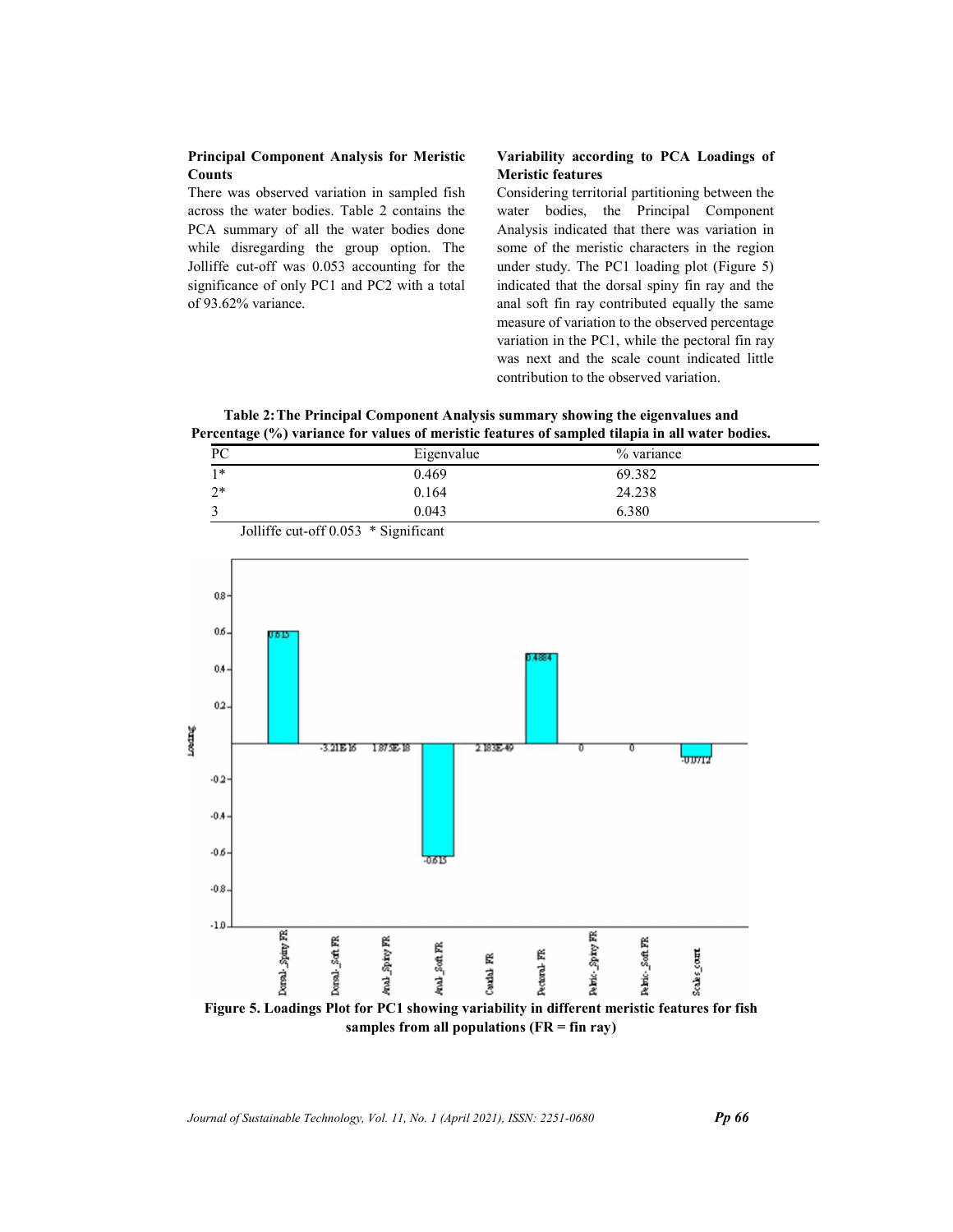### Principal Component Analysis for Meristic Counts

There was observed variation in sampled fish across the water bodies. Table 2 contains the PCA summary of all the water bodies done while disregarding the group option. The Jolliffe cut-off was 0.053 accounting for the significance of only PC1 and PC2 with a total of 93.62% variance.

### Variability according to PCA Loadings of Meristic features

Considering territorial partitioning between the water bodies, the Principal Component Analysis indicated that there was variation in some of the meristic characters in the region under study. The PC1 loading plot (Figure 5) indicated that the dorsal spiny fin ray and the anal soft fin ray contributed equally the same measure of variation to the observed percentage variation in the PC1, while the pectoral fin ray was next and the scale count indicated little contribution to the observed variation.

**Table 2: The Principal Component Analysis summary showing the eigenvalues and Percentage (%) variance for values of meristic features of sampled tilapia in all water bodies.**

| PC | Eigenvalue | % variance |
|---|---|---|
| 1* | 0.469 | 69.382 |
| 2* | 0.164 | 24.238 |
| 3 | 0.043 | 6.380 |

Jolliffe cut-off 0.053 * Significant

**Figure 5. Loadings Plot for PC1 showing variability in different meristic features for fish samples from all populations (FR = fin ray)**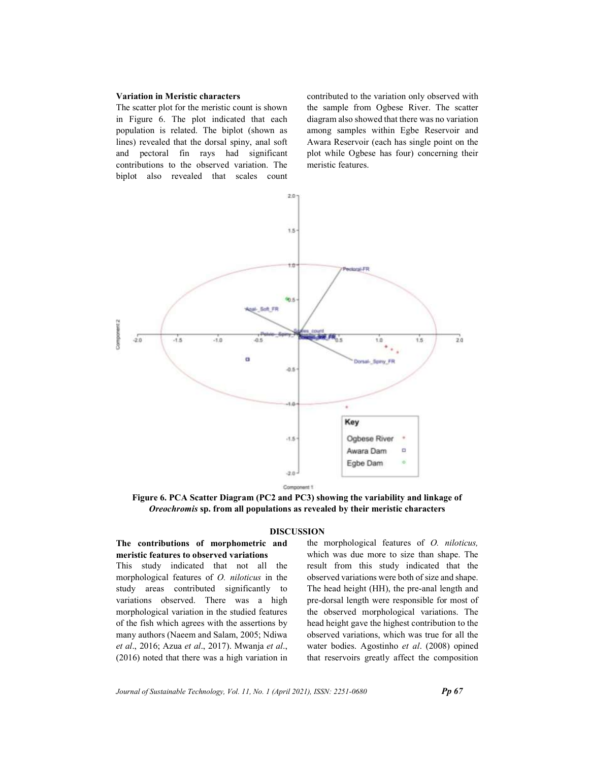### Variation in Meristic characters

The scatter plot for the meristic count is shown in Figure 6. The plot indicated that each population is related. The biplot (shown as lines) revealed that the dorsal spiny, anal soft and pectoral fin rays had significant contributions to the observed variation. The biplot also revealed that scales count contributed to the variation only observed with the sample from Ogbese River. The scatter diagram also showed that there was no variation among samples within Egbe Reservoir and Awara Reservoir (each has single point on the plot while Ogbese has four) concerning their meristic features.

**Figure 6. PCA Scatter Diagram (PC2 and PC3) showing the variability and linkage of *Oreochromis* sp. from all populations as revealed by their meristic characters**

## DISCUSSION

### The contributions of morphometric and meristic features to observed variations

This study indicated that not all the morphological features of *O. niloticus* in the study areas contributed significantly to variations observed. There was a high morphological variation in the studied features of the fish which agrees with the assertions by many authors (Naeem and Salam, 2005; Ndiwa *et al*., 2016; Azua *et al*., 2017). Mwanja *et al*., (2016) noted that there was a high variation in the morphological features of *O. niloticus,* which was due more to size than shape. The result from this study indicated that the observed variations were both of size and shape. The head height (HH), the pre-anal length and pre-dorsal length were responsible for most of the observed morphological variations. The head height gave the highest contribution to the observed variations, which was true for all the water bodies. Agostinho *et al*. (2008) opined that reservoirs greatly affect the composition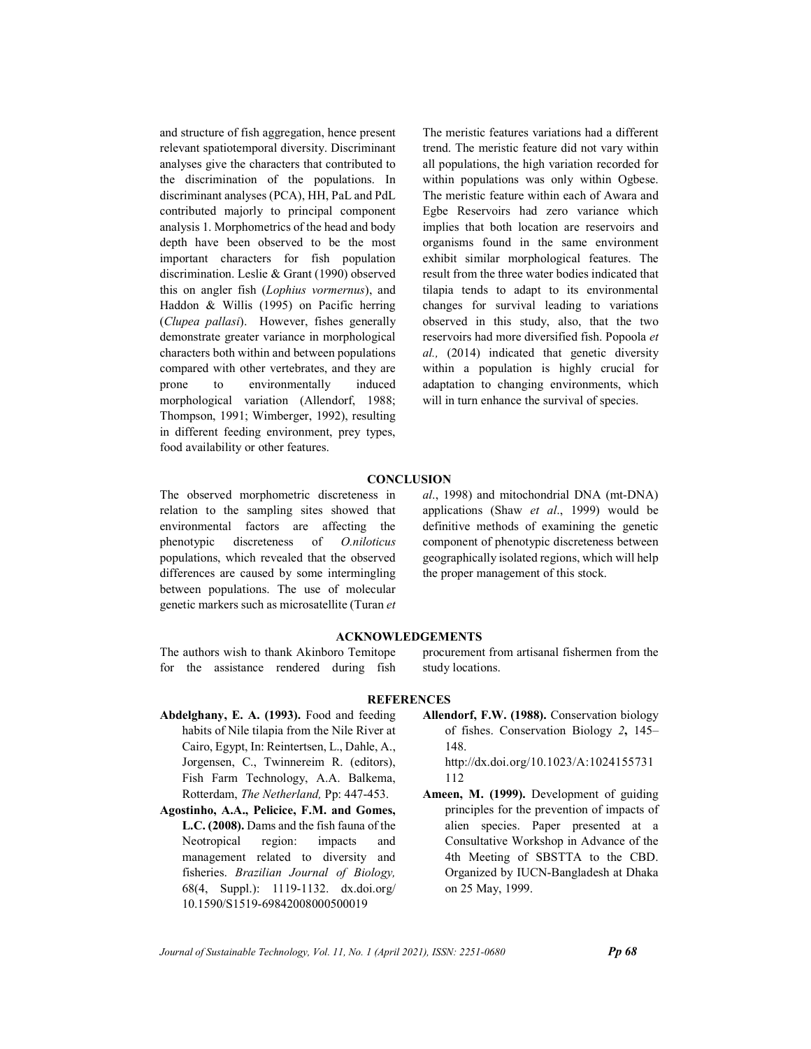and structure of fish aggregation, hence present relevant spatiotemporal diversity. Discriminant analyses give the characters that contributed to the discrimination of the populations. In discriminant analyses (PCA), HH, PaL and PdL contributed majorly to principal component analysis 1. Morphometrics of the head and body depth have been observed to be the most important characters for fish population discrimination. Leslie & Grant (1990) observed this on angler fish (*Lophius vormernus*), and Haddon & Willis (1995) on Pacific herring (*Clupea pallasi*). However, fishes generally demonstrate greater variance in morphological characters both within and between populations compared with other vertebrates, and they are prone to environmentally induced morphological variation (Allendorf, 1988; Thompson, 1991; Wimberger, 1992), resulting in different feeding environment, prey types, food availability or other features.

The meristic features variations had a different trend. The meristic feature did not vary within all populations, the high variation recorded for within populations was only within Ogbese. The meristic feature within each of Awara and Egbe Reservoirs had zero variance which implies that both location are reservoirs and organisms found in the same environment exhibit similar morphological features. The result from the three water bodies indicated that tilapia tends to adapt to its environmental changes for survival leading to variations observed in this study, also, that the two reservoirs had more diversified fish. Popoola *et al.,* (2014) indicated that genetic diversity within a population is highly crucial for adaptation to changing environments, which will in turn enhance the survival of species.

## CONCLUSION

The observed morphometric discreteness in relation to the sampling sites showed that environmental factors are affecting the phenotypic discreteness of *O.niloticus* populations, which revealed that the observed differences are caused by some intermingling between populations. The use of molecular genetic markers such as microsatellite (Turan *et al*., 1998) and mitochondrial DNA (mt-DNA) applications (Shaw *et al*., 1999) would be definitive methods of examining the genetic component of phenotypic discreteness between geographically isolated regions, which will help the proper management of this stock.

## ACKNOWLEDGEMENTS

The authors wish to thank Akinboro Temitope for the assistance rendered during fish procurement from artisanal fishermen from the study locations.

## REFERENCES

**Abdelghany, E. A. (1993).** Food and feeding habits of Nile tilapia from the Nile River at Cairo, Egypt, In: Reintertsen, L., Dahle, A., Jorgensen, C., Twinnereim R. (editors), Fish Farm Technology, A.A. Balkema, Rotterdam, *The Netherland,* Pp: 447-453.

**Agostinho, A.A., Pelicice, F.M. and Gomes, L.C. (2008).** Dams and the fish fauna of the Neotropical region: impacts and management related to diversity and fisheries. *Brazilian Journal of Biology,* 68(4, Suppl.): 1119-1132. dx.doi.org/10.1590/S1519-69842008000500019

**Allendorf, F.W. (1988).** Conservation biology of fishes. Conservation Biology *2***,** 145–148. http://dx.doi.org/10.1023/A:1024155731112

**Ameen, M. (1999).** Development of guiding principles for the prevention of impacts of alien species. Paper presented at a Consultative Workshop in Advance of the 4th Meeting of SBSTTA to the CBD. Organized by IUCN-Bangladesh at Dhaka on 25 May, 1999.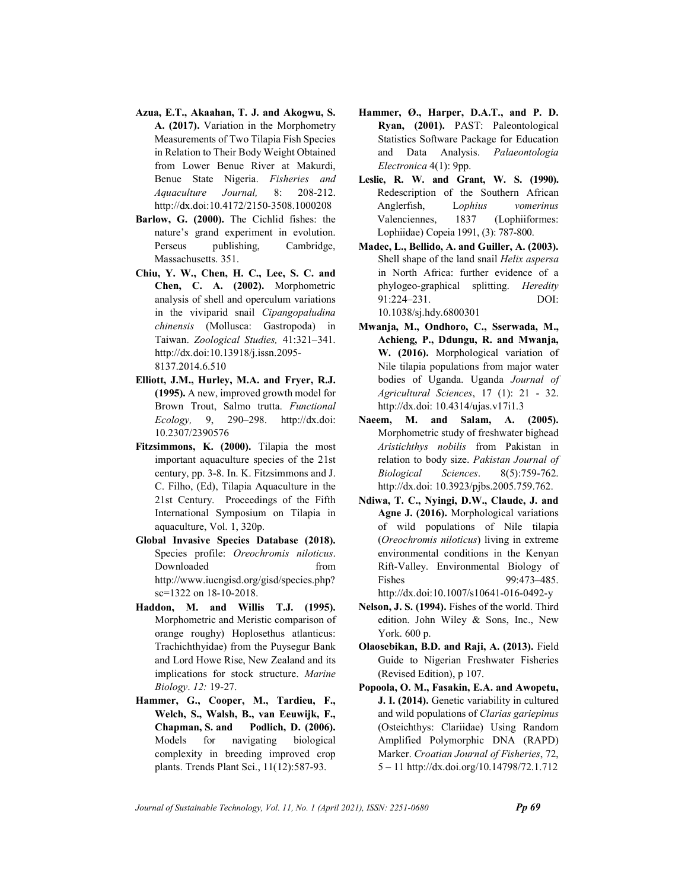**Azua, E.T., Akaahan, T. J. and Akogwu, S. A. (2017).** Variation in the Morphometry Measurements of Two Tilapia Fish Species in Relation to Their Body Weight Obtained from Lower Benue River at Makurdi, Benue State Nigeria. *Fisheries and Aquaculture Journal,* 8: 208-212. http://dx.doi:10.4172/2150-3508.1000208

**Barlow, G. (2000).** The Cichlid fishes: the nature's grand experiment in evolution. Perseus publishing, Cambridge, Massachusetts. 351.

**Chiu, Y. W., Chen, H. C., Lee, S. C. and Chen, C. A. (2002).** Morphometric analysis of shell and operculum variations in the viviparid snail *Cipangopaludina chinensis* (Mollusca: Gastropoda) in Taiwan. *Zoological Studies,* 41:321–341. http://dx.doi:10.13918/j.issn.2095-8137.2014.6.510

**Elliott, J.M., Hurley, M.A. and Fryer, R.J. (1995).** A new, improved growth model for Brown Trout, Salmo trutta. *Functional Ecology,* 9, 290–298. http://dx.doi: 10.2307/2390576

**Fitzsimmons, K. (2000).** Tilapia the most important aquaculture species of the 21st century, pp. 3-8. In. K. Fitzsimmons and J. C. Filho, (Ed), Tilapia Aquaculture in the 21st Century. Proceedings of the Fifth International Symposium on Tilapia in aquaculture, Vol. 1, 320p.

**Global Invasive Species Database (2018).** Species profile: *Oreochromis niloticus*. Downloaded from http://www.iucngisd.org/gisd/species.php?sc=1322 on 18-10-2018.

**Haddon, M. and Willis T.J. (1995).** Morphometric and Meristic comparison of orange roughy) Hoplosethus atlanticus: Trachichthyidae) from the Puysegur Bank and Lord Howe Rise, New Zealand and its implications for stock structure. *Marine Biology*. *12:* 19-27.

**Hammer, G., Cooper, M., Tardieu, F., Welch, S., Walsh, B., van Eeuwijk, F., Chapman, S. and Podlich, D. (2006).** Models for navigating biological complexity in breeding improved crop plants. Trends Plant Sci., 11(12):587-93.

**Hammer, Ø., Harper, D.A.T., and P. D. Ryan, (2001).** PAST: Paleontological Statistics Software Package for Education and Data Analysis. *Palaeontologia Electronica* 4(1): 9pp.

**Leslie, R. W. and Grant, W. S. (1990).** Redescription of the Southern African Anglerfish, L*ophius vomerinus* Valenciennes, 1837 (Lophiiformes: Lophiidae) Copeia 1991, (3): 787-800.

**Madec, L., Bellido, A. and Guiller, A. (2003).** Shell shape of the land snail *Helix aspersa* in North Africa: further evidence of a phylogeo-graphical splitting. *Heredity* 91:224–231. DOI: 10.1038/sj.hdy.6800301

**Mwanja, M., Ondhoro, C., Sserwada, M., Achieng, P., Ddungu, R. and Mwanja, W. (2016).** Morphological variation of Nile tilapia populations from major water bodies of Uganda. Uganda *Journal of Agricultural Sciences*, 17 (1): 21 - 32. http://dx.doi: 10.4314/ujas.v17i1.3

**Naeem, M. and Salam, A. (2005).** Morphometric study of freshwater bighead *Aristichthys nobilis* from Pakistan in relation to body size. *Pakistan Journal of Biological Sciences*. 8(5):759-762. http://dx.doi: 10.3923/pjbs.2005.759.762.

**Ndiwa, T. C., Nyingi, D.W., Claude, J. and Agne J. (2016).** Morphological variations of wild populations of Nile tilapia (*Oreochromis niloticus*) living in extreme environmental conditions in the Kenyan Rift-Valley. Environmental Biology of Fishes 99:473–485. http://dx.doi:10.1007/s10641-016-0492-y

**Nelson, J. S. (1994).** Fishes of the world. Third edition. John Wiley & Sons, Inc., New York. 600 p.

**Olaosebikan, B.D. and Raji, A. (2013).** Field Guide to Nigerian Freshwater Fisheries (Revised Edition), p 107.

**Popoola, O. M., Fasakin, E.A. and Awopetu, J. I. (2014).** Genetic variability in cultured and wild populations of *Clarias gariepinus* (Osteichthys: Clariidae) Using Random Amplified Polymorphic DNA (RAPD) Marker. *Croatian Journal of Fisheries*, 72, 5 – 11 http://dx.doi.org/10.14798/72.1.712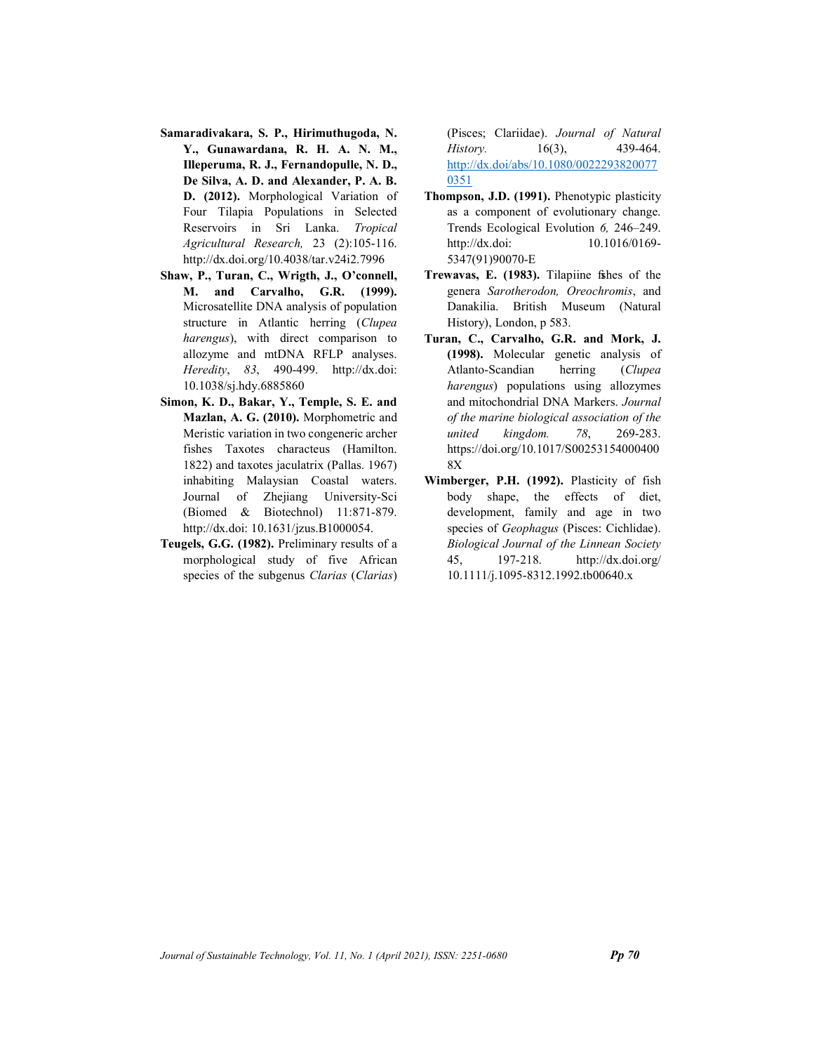**Samaradivakara, S. P., Hirimuthugoda, N. Y., Gunawardana, R. H. A. N. M., Illeperuma, R. J., Fernandopulle, N. D., De Silva, A. D. and Alexander, P. A. B. D. (2012).** Morphological Variation of Four Tilapia Populations in Selected Reservoirs in Sri Lanka. *Tropical Agricultural Research,* 23 (2):105-116. http://dx.doi.org/10.4038/tar.v24i2.7996

**Shaw, P., Turan, C., Wrigth, J., O'connell, M. and Carvalho, G.R. (1999).** Microsatellite DNA analysis of population structure in Atlantic herring (*Clupea harengus*), with direct comparison to allozyme and mtDNA RFLP analyses. *Heredity*, *83*, 490-499. http://dx.doi: 10.1038/sj.hdy.6885860

**Simon, K. D., Bakar, Y., Temple, S. E. and Mazlan, A. G. (2010).** Morphometric and Meristic variation in two congeneric archer fishes Taxotes characteus (Hamilton. 1822) and taxotes jaculatrix (Pallas. 1967) inhabiting Malaysian Coastal waters. Journal of Zhejiang University-Sci (Biomed & Biotechnol) 11:871-879. http://dx.doi: 10.1631/jzus.B1000054.

**Teugels, G.G. (1982).** Preliminary results of a morphological study of five African species of the subgenus *Clarias* (*Clarias*) (Pisces; Clariidae). *Journal of Natural History.* 16(3), 439-464. http://dx.doi/abs/10.1080/00222938200770351

**Thompson, J.D. (1991).** Phenotypic plasticity as a component of evolutionary change. Trends Ecological Evolution *6,* 246–249. http://dx.doi: 10.1016/0169-5347(91)90070-E

**Trewavas, E. (1983).** Tilapiine fishes of the genera *Sarotherodon, Oreochromis*, and Danakilia. British Museum (Natural History), London, p 583.

**Turan, C., Carvalho, G.R. and Mork, J. (1998).** Molecular genetic analysis of Atlanto-Scandian herring (*Clupea harengus*) populations using allozymes and mitochondrial DNA Markers. *Journal of the marine biological association of the united kingdom.* *78*, 269-283. https://doi.org/10.1017/S002531540004008X

**Wimberger, P.H. (1992).** Plasticity of fish body shape, the effects of diet, development, family and age in two species of *Geophagus* (Pisces: Cichlidae). *Biological Journal of the Linnean Society* 45, 197-218. http://dx.doi.org/10.1111/j.1095-8312.1992.tb00640.x